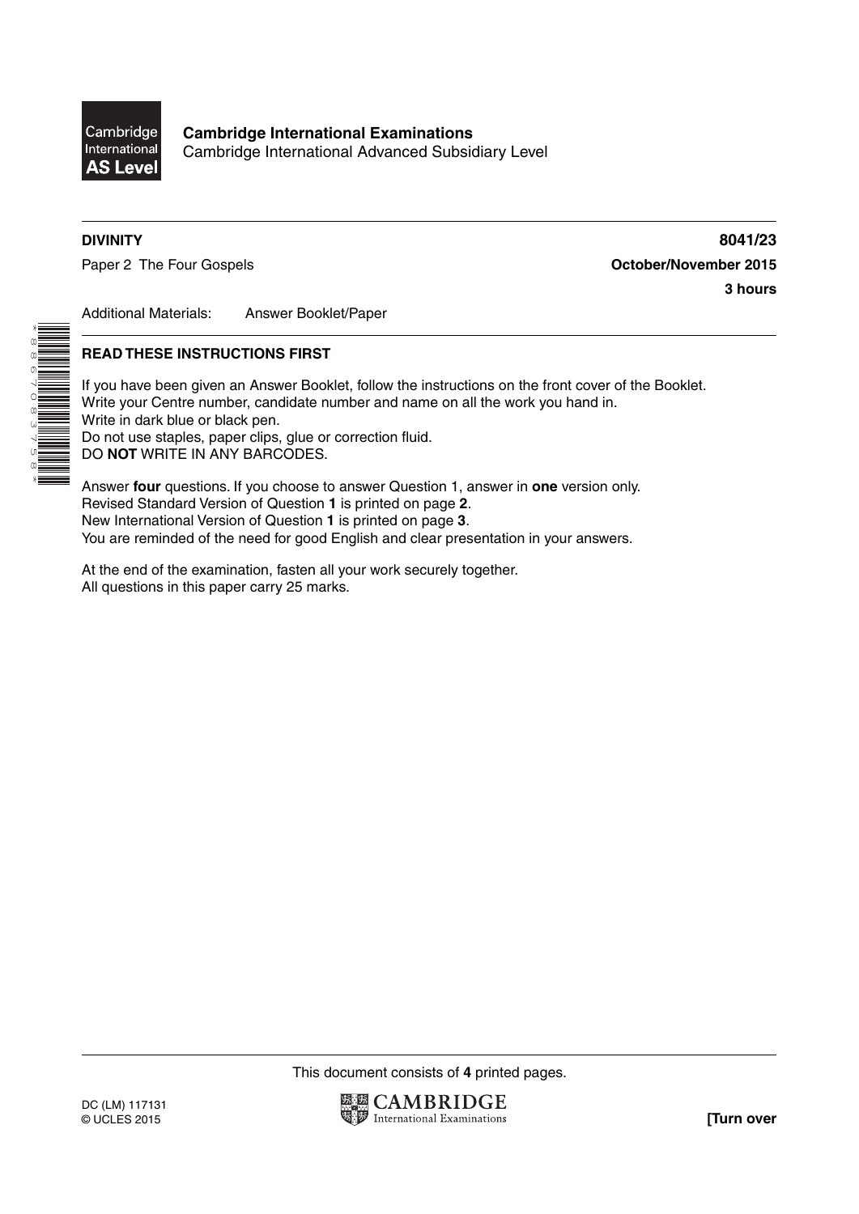**Cambridge International Examinations**
Cambridge International Advanced Subsidiary Level

**DIVINITY** **8041/23**

Paper 2 The Four Gospels **October/November 2015**

**3 hours**

Additional Materials: Answer Booklet/Paper

**READ THESE INSTRUCTIONS FIRST**

If you have been given an Answer Booklet, follow the instructions on the front cover of the Booklet.
Write your Centre number, candidate number and name on all the work you hand in.
Write in dark blue or black pen.
Do not use staples, paper clips, glue or correction fluid.
DO **NOT** WRITE IN ANY BARCODES.

Answer **four** questions. If you choose to answer Question 1, answer in **one** version only.
Revised Standard Version of Question **1** is printed on page **2**.
New International Version of Question **1** is printed on page **3**.
You are reminded of the need for good English and clear presentation in your answers.

At the end of the examination, fasten all your work securely together.
All questions in this paper carry 25 marks.

This document consists of **4** printed pages.

DC (LM) 117131
© UCLES 2015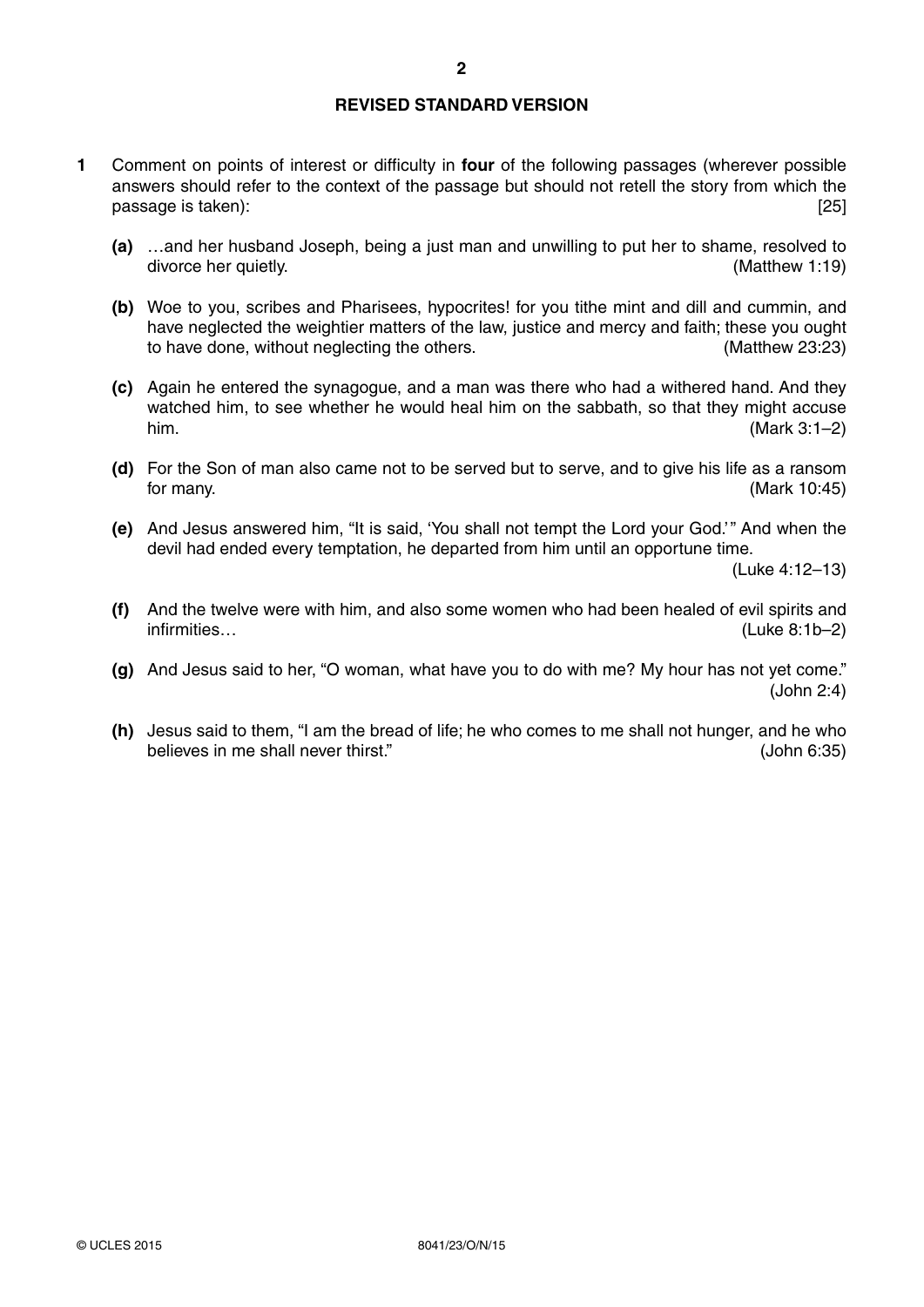## REVISED STANDARD VERSION

**1** Comment on points of interest or difficulty in **four** of the following passages (wherever possible answers should refer to the context of the passage but should not retell the story from which the passage is taken): [25]

**(a)** …and her husband Joseph, being a just man and unwilling to put her to shame, resolved to divorce her quietly. (Matthew 1:19)

**(b)** Woe to you, scribes and Pharisees, hypocrites! for you tithe mint and dill and cummin, and have neglected the weightier matters of the law, justice and mercy and faith; these you ought to have done, without neglecting the others. (Matthew 23:23)

**(c)** Again he entered the synagogue, and a man was there who had a withered hand. And they watched him, to see whether he would heal him on the sabbath, so that they might accuse him. (Mark 3:1–2)

**(d)** For the Son of man also came not to be served but to serve, and to give his life as a ransom for many. (Mark 10:45)

**(e)** And Jesus answered him, "It is said, 'You shall not tempt the Lord your God.'" And when the devil had ended every temptation, he departed from him until an opportune time. (Luke 4:12–13)

**(f)** And the twelve were with him, and also some women who had been healed of evil spirits and infirmities… (Luke 8:1b–2)

**(g)** And Jesus said to her, "O woman, what have you to do with me? My hour has not yet come." (John 2:4)

**(h)** Jesus said to them, "I am the bread of life; he who comes to me shall not hunger, and he who believes in me shall never thirst." (John 6:35)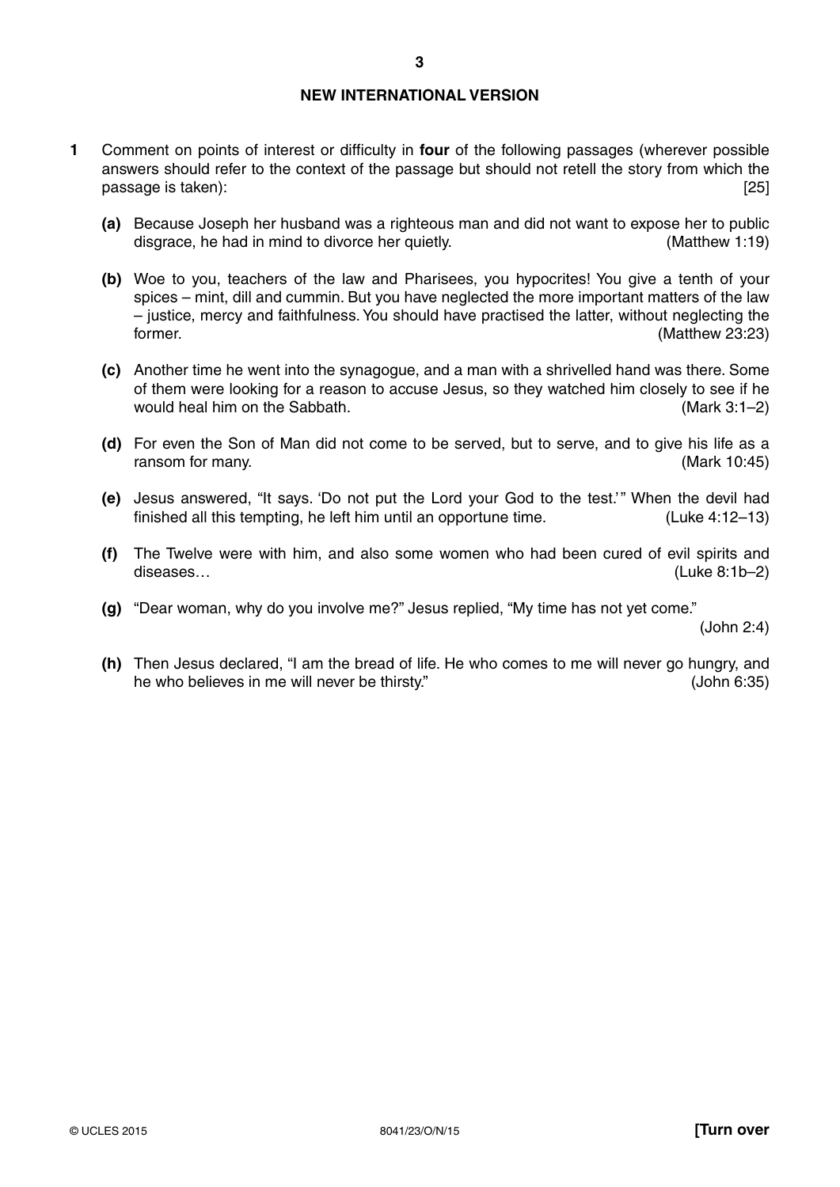## NEW INTERNATIONAL VERSION

**1** Comment on points of interest or difficulty in **four** of the following passages (wherever possible answers should refer to the context of the passage but should not retell the story from which the passage is taken): [25]

**(a)** Because Joseph her husband was a righteous man and did not want to expose her to public disgrace, he had in mind to divorce her quietly. (Matthew 1:19)

**(b)** Woe to you, teachers of the law and Pharisees, you hypocrites! You give a tenth of your spices – mint, dill and cummin. But you have neglected the more important matters of the law – justice, mercy and faithfulness. You should have practised the latter, without neglecting the former. (Matthew 23:23)

**(c)** Another time he went into the synagogue, and a man with a shrivelled hand was there. Some of them were looking for a reason to accuse Jesus, so they watched him closely to see if he would heal him on the Sabbath. (Mark 3:1–2)

**(d)** For even the Son of Man did not come to be served, but to serve, and to give his life as a ransom for many. (Mark 10:45)

**(e)** Jesus answered, "It says. 'Do not put the Lord your God to the test.'" When the devil had finished all this tempting, he left him until an opportune time. (Luke 4:12–13)

**(f)** The Twelve were with him, and also some women who had been cured of evil spirits and diseases… (Luke 8:1b–2)

**(g)** "Dear woman, why do you involve me?" Jesus replied, "My time has not yet come." (John 2:4)

**(h)** Then Jesus declared, "I am the bread of life. He who comes to me will never go hungry, and he who believes in me will never be thirsty." (John 6:35)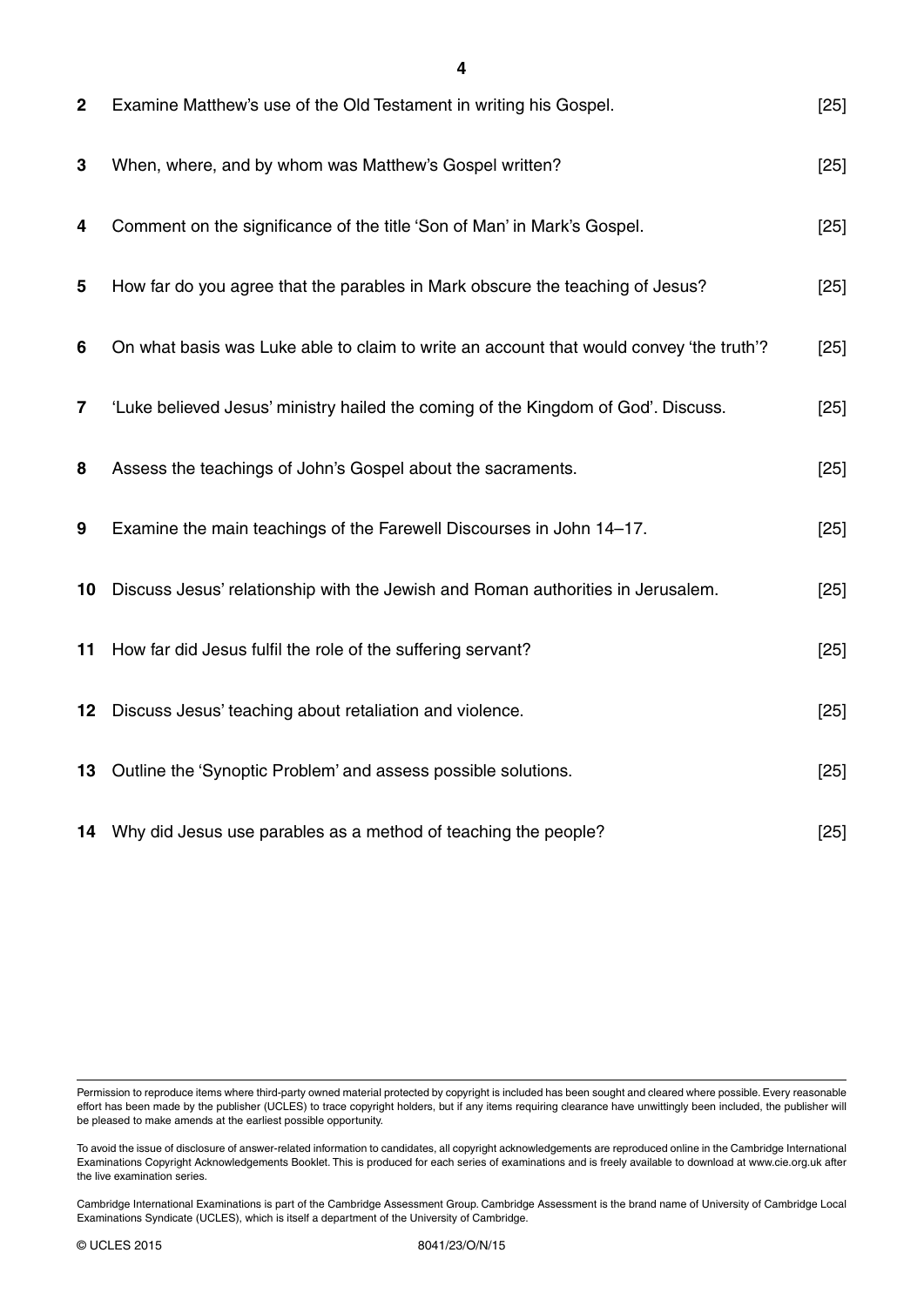2 Examine Matthew's use of the Old Testament in writing his Gospel. [25]

3 When, where, and by whom was Matthew's Gospel written? [25]

4 Comment on the significance of the title 'Son of Man' in Mark's Gospel. [25]

5 How far do you agree that the parables in Mark obscure the teaching of Jesus? [25]

6 On what basis was Luke able to claim to write an account that would convey 'the truth'? [25]

7 'Luke believed Jesus' ministry hailed the coming of the Kingdom of God'. Discuss. [25]

8 Assess the teachings of John's Gospel about the sacraments. [25]

9 Examine the main teachings of the Farewell Discourses in John 14–17. [25]

10 Discuss Jesus' relationship with the Jewish and Roman authorities in Jerusalem. [25]

11 How far did Jesus fulfil the role of the suffering servant? [25]

12 Discuss Jesus' teaching about retaliation and violence. [25]

13 Outline the 'Synoptic Problem' and assess possible solutions. [25]

14 Why did Jesus use parables as a method of teaching the people? [25]

Permission to reproduce items where third-party owned material protected by copyright is included has been sought and cleared where possible. Every reasonable effort has been made by the publisher (UCLES) to trace copyright holders, but if any items requiring clearance have unwittingly been included, the publisher will be pleased to make amends at the earliest possible opportunity.

To avoid the issue of disclosure of answer-related information to candidates, all copyright acknowledgements are reproduced online in the Cambridge International Examinations Copyright Acknowledgements Booklet. This is produced for each series of examinations and is freely available to download at www.cie.org.uk after the live examination series.

Cambridge International Examinations is part of the Cambridge Assessment Group. Cambridge Assessment is the brand name of University of Cambridge Local Examinations Syndicate (UCLES), which is itself a department of the University of Cambridge.